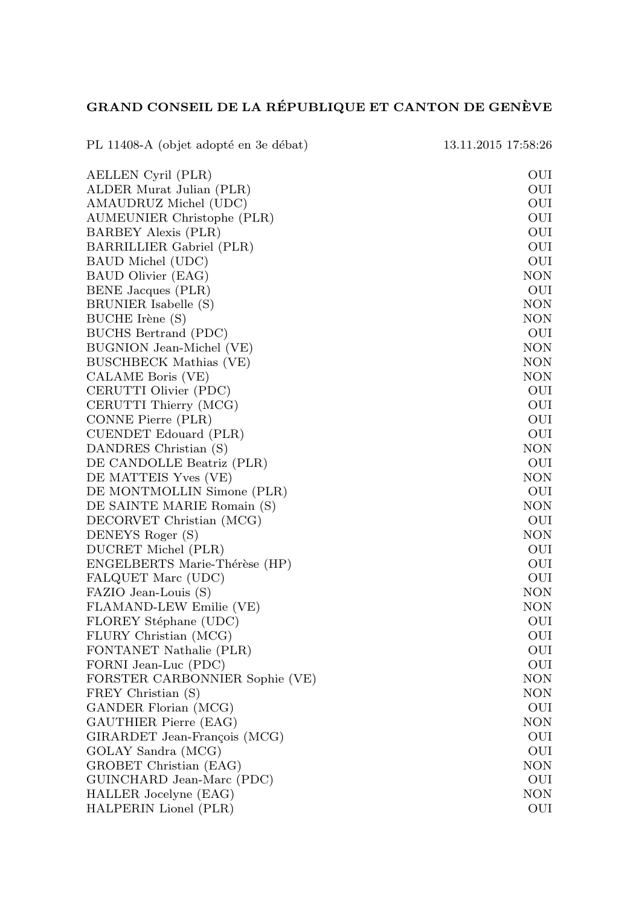**GRAND CONSEIL DE LA RÉPUBLIQUE ET CANTON DE GENÈVE**

PL 11408-A (objet adopté en 3e débat) 13.11.2015 17:58:26

| | |
|---|---|
| AELLEN Cyril (PLR) | OUI |
| ALDER Murat Julian (PLR) | OUI |
| AMAUDRUZ Michel (UDC) | OUI |
| AUMEUNIER Christophe (PLR) | OUI |
| BARBEY Alexis (PLR) | OUI |
| BARRILLIER Gabriel (PLR) | OUI |
| BAUD Michel (UDC) | OUI |
| BAUD Olivier (EAG) | NON |
| BENE Jacques (PLR) | OUI |
| BRUNIER Isabelle (S) | NON |
| BUCHE Irène (S) | NON |
| BUCHS Bertrand (PDC) | OUI |
| BUGNION Jean-Michel (VE) | NON |
| BUSCHBECK Mathias (VE) | NON |
| CALAME Boris (VE) | NON |
| CERUTTI Olivier (PDC) | OUI |
| CERUTTI Thierry (MCG) | OUI |
| CONNE Pierre (PLR) | OUI |
| CUENDET Edouard (PLR) | OUI |
| DANDRES Christian (S) | NON |
| DE CANDOLLE Beatriz (PLR) | OUI |
| DE MATTEIS Yves (VE) | NON |
| DE MONTMOLLIN Simone (PLR) | OUI |
| DE SAINTE MARIE Romain (S) | NON |
| DECORVET Christian (MCG) | OUI |
| DENEYS Roger (S) | NON |
| DUCRET Michel (PLR) | OUI |
| ENGELBERTS Marie-Thérèse (HP) | OUI |
| FALQUET Marc (UDC) | OUI |
| FAZIO Jean-Louis (S) | NON |
| FLAMAND-LEW Emilie (VE) | NON |
| FLOREY Stéphane (UDC) | OUI |
| FLURY Christian (MCG) | OUI |
| FONTANET Nathalie (PLR) | OUI |
| FORNI Jean-Luc (PDC) | OUI |
| FORSTER CARBONNIER Sophie (VE) | NON |
| FREY Christian (S) | NON |
| GANDER Florian (MCG) | OUI |
| GAUTHIER Pierre (EAG) | NON |
| GIRARDET Jean-François (MCG) | OUI |
| GOLAY Sandra (MCG) | OUI |
| GROBET Christian (EAG) | NON |
| GUINCHARD Jean-Marc (PDC) | OUI |
| HALLER Jocelyne (EAG) | NON |
| HALPERIN Lionel (PLR) | OUI |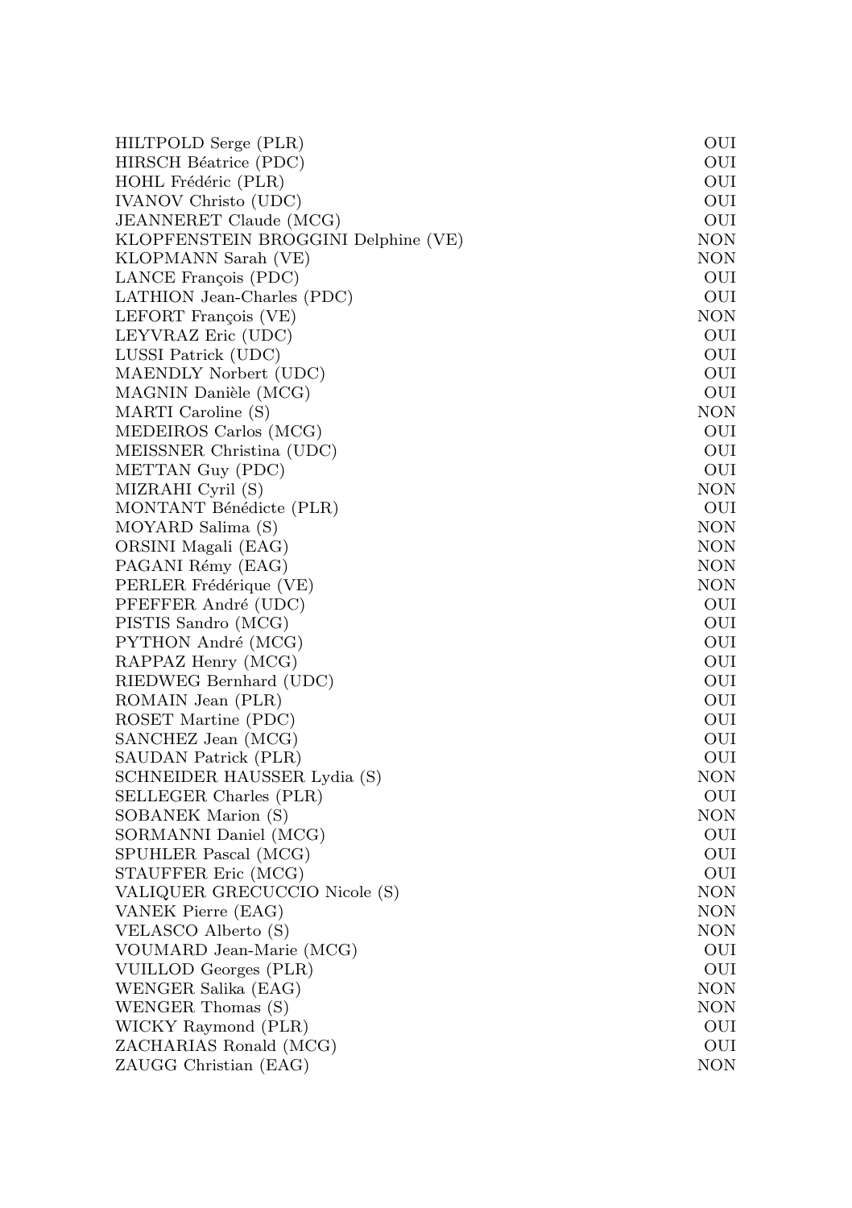| | |
|---|---|
| HILTPOLD Serge (PLR) | OUI |
| HIRSCH Béatrice (PDC) | OUI |
| HOHL Frédéric (PLR) | OUI |
| IVANOV Christo (UDC) | OUI |
| JEANNERET Claude (MCG) | OUI |
| KLOPFENSTEIN BROGGINI Delphine (VE) | NON |
| KLOPMANN Sarah (VE) | NON |
| LANCE François (PDC) | OUI |
| LATHION Jean-Charles (PDC) | OUI |
| LEFORT François (VE) | NON |
| LEYVRAZ Eric (UDC) | OUI |
| LUSSI Patrick (UDC) | OUI |
| MAENDLY Norbert (UDC) | OUI |
| MAGNIN Danièle (MCG) | OUI |
| MARTI Caroline (S) | NON |
| MEDEIROS Carlos (MCG) | OUI |
| MEISSNER Christina (UDC) | OUI |
| METTAN Guy (PDC) | OUI |
| MIZRAHI Cyril (S) | NON |
| MONTANT Bénédicte (PLR) | OUI |
| MOYARD Salima (S) | NON |
| ORSINI Magali (EAG) | NON |
| PAGANI Rémy (EAG) | NON |
| PERLER Frédérique (VE) | NON |
| PFEFFER André (UDC) | OUI |
| PISTIS Sandro (MCG) | OUI |
| PYTHON André (MCG) | OUI |
| RAPPAZ Henry (MCG) | OUI |
| RIEDWEG Bernhard (UDC) | OUI |
| ROMAIN Jean (PLR) | OUI |
| ROSET Martine (PDC) | OUI |
| SANCHEZ Jean (MCG) | OUI |
| SAUDAN Patrick (PLR) | OUI |
| SCHNEIDER HAUSSER Lydia (S) | NON |
| SELLEGER Charles (PLR) | OUI |
| SOBANEK Marion (S) | NON |
| SORMANNI Daniel (MCG) | OUI |
| SPUHLER Pascal (MCG) | OUI |
| STAUFFER Eric (MCG) | OUI |
| VALIQUER GRECUCCIO Nicole (S) | NON |
| VANEK Pierre (EAG) | NON |
| VELASCO Alberto (S) | NON |
| VOUMARD Jean-Marie (MCG) | OUI |
| VUILLOD Georges (PLR) | OUI |
| WENGER Salika (EAG) | NON |
| WENGER Thomas (S) | NON |
| WICKY Raymond (PLR) | OUI |
| ZACHARIAS Ronald (MCG) | OUI |
| ZAUGG Christian (EAG) | NON |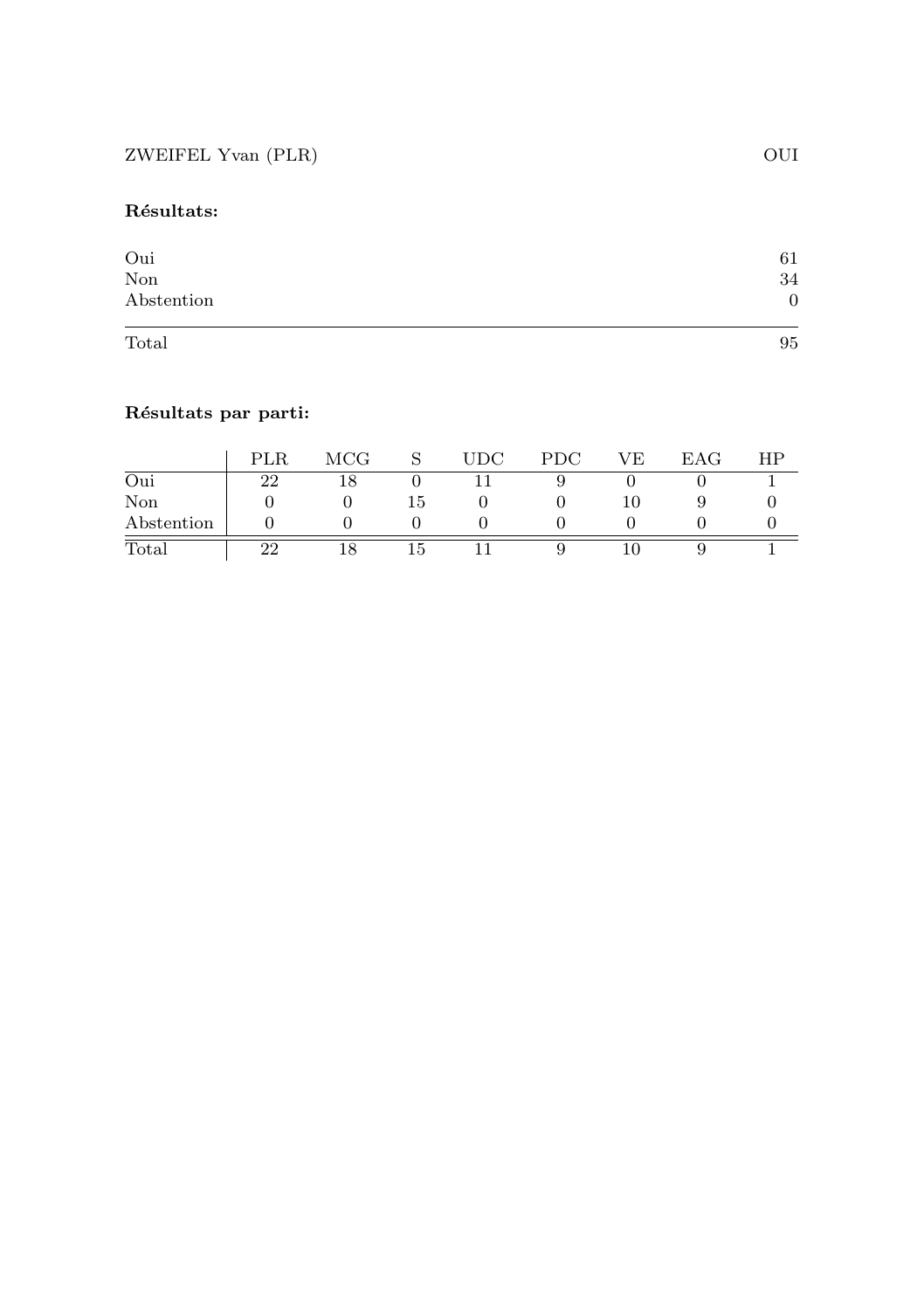| | |
|---|---|
| ZWEIFEL Yvan (PLR) | OUI |

**Résultats:**

| | |
|---|---|
| Oui | 61 |
| Non | 34 |
| Abstention | 0 |
| Total | 95 |

**Résultats par parti:**

| | PLR | MCG | S | UDC | PDC | VE | EAG | HP |
|---|---|---|---|---|---|---|---|---|
| Oui | 22 | 18 | 0 | 11 | 9 | 0 | 0 | 1 |
| Non | 0 | 0 | 15 | 0 | 0 | 10 | 9 | 0 |
| Abstention | 0 | 0 | 0 | 0 | 0 | 0 | 0 | 0 |
| Total | 22 | 18 | 15 | 11 | 9 | 10 | 9 | 1 |